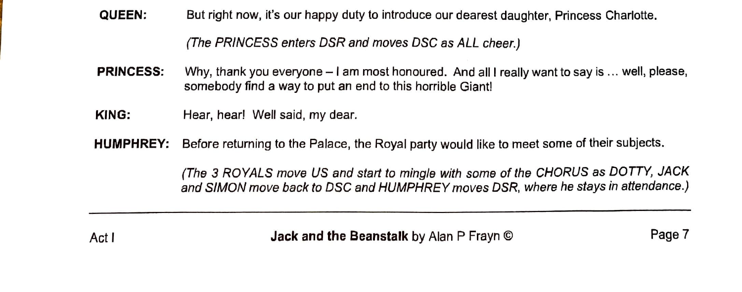**QUEEN:** But right now, it's our happy duty to introduce our dearest daughter, Princess Charlotte.

*(The PRINCESS enters DSR and moves DSC as ALL cheer.)*

**PRINCESS:** Why, thank you everyone – I am most honoured. And all I really want to say is … well, please, somebody find a way to put an end to this horrible Giant!

**KING:** Hear, hear! Well said, my dear.

**HUMPHREY:** Before returning to the Palace, the Royal party would like to meet some of their subjects.

*(The 3 ROYALS move US and start to mingle with some of the CHORUS as DOTTY, JACK and SIMON move back to DSC and HUMPHREY moves DSR, where he stays in attendance.)*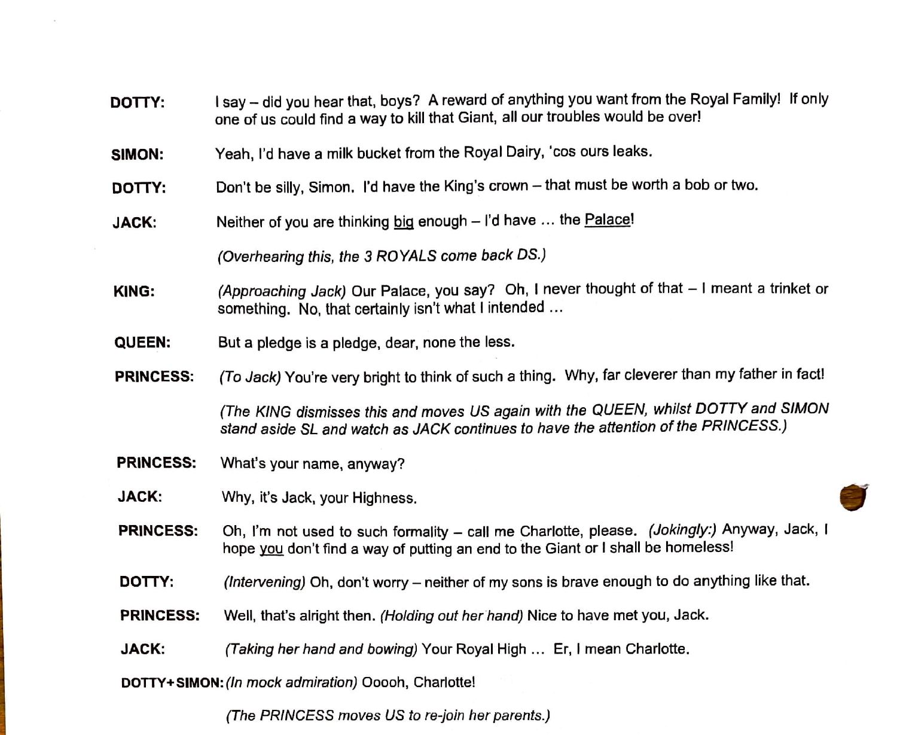**DOTTY:** I say – did you hear that, boys? A reward of anything you want from the Royal Family! If only one of us could find a way to kill that Giant, all our troubles would be over!

**SIMON:** Yeah, I'd have a milk bucket from the Royal Dairy, 'cos ours leaks.

**DOTTY:** Don't be silly, Simon. I'd have the King's crown – that must be worth a bob or two.

**JACK:** Neither of you are thinking <u>big</u> enough – I'd have … the <u>Palace</u>!

*(Overhearing this, the 3 ROYALS come back DS.)*

**KING:** *(Approaching Jack)* Our Palace, you say? Oh, I never thought of that – I meant a trinket or something. No, that certainly isn't what I intended …

**QUEEN:** But a pledge is a pledge, dear, none the less.

**PRINCESS:** *(To Jack)* You're very bright to think of such a thing. Why, far cleverer than my father in fact!

*(The KING dismisses this and moves US again with the QUEEN, whilst DOTTY and SIMON stand aside SL and watch as JACK continues to have the attention of the PRINCESS.)*

**PRINCESS:** What's your name, anyway?

**JACK:** Why, it's Jack, your Highness.

**PRINCESS:** Oh, I'm not used to such formality – call me Charlotte, please. *(Jokingly:)* Anyway, Jack, I hope <u>you</u> don't find a way of putting an end to the Giant or I shall be homeless!

**DOTTY:** *(Intervening)* Oh, don't worry – neither of my sons is brave enough to do anything like that.

**PRINCESS:** Well, that's alright then. *(Holding out her hand)* Nice to have met you, Jack.

**JACK:** *(Taking her hand and bowing)* Your Royal High … Er, I mean Charlotte.

**DOTTY+SIMON:** *(In mock admiration)* Ooooh, Charlotte!

*(The PRINCESS moves US to re-join her parents.)*